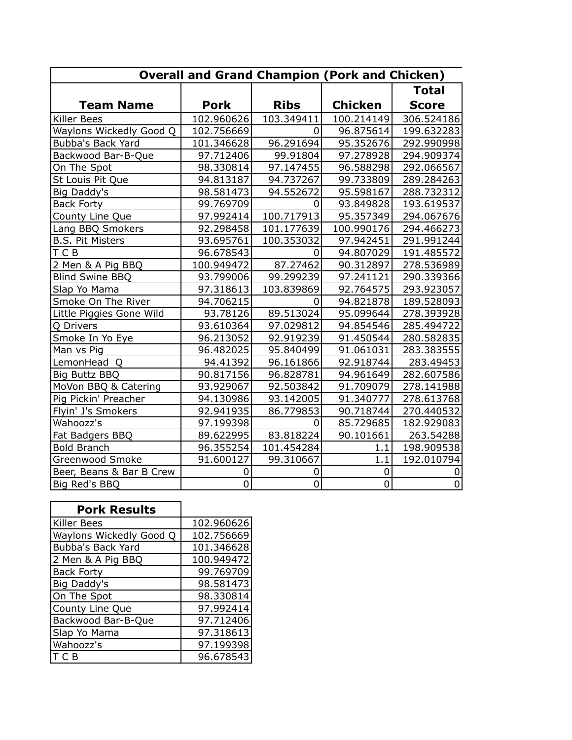## Overall and Grand Champion (Pork and Chicken)

| Team Name | Pork | Ribs | Chicken | Total Score |
|---|---|---|---|---|
| Killer Bees | 102.960626 | 103.349411 | 100.214149 | 306.524186 |
| Waylons Wickedly Good Q | 102.756669 | 0 | 96.875614 | 199.632283 |
| Bubba's Back Yard | 101.346628 | 96.291694 | 95.352676 | 292.990998 |
| Backwood Bar-B-Que | 97.712406 | 99.91804 | 97.278928 | 294.909374 |
| On The Spot | 98.330814 | 97.147455 | 96.588298 | 292.066567 |
| St Louis Pit Que | 94.813187 | 94.737267 | 99.733809 | 289.284263 |
| Big Daddy's | 98.581473 | 94.552672 | 95.598167 | 288.732312 |
| Back Forty | 99.769709 | 0 | 93.849828 | 193.619537 |
| County Line Que | 97.992414 | 100.717913 | 95.357349 | 294.067676 |
| Lang BBQ Smokers | 92.298458 | 101.177639 | 100.990176 | 294.466273 |
| B.S. Pit Misters | 93.695761 | 100.353032 | 97.942451 | 291.991244 |
| T C B | 96.678543 | 0 | 94.807029 | 191.485572 |
| 2 Men & A Pig BBQ | 100.949472 | 87.27462 | 90.312897 | 278.536989 |
| Blind Swine BBQ | 93.799006 | 99.299239 | 97.241121 | 290.339366 |
| Slap Yo Mama | 97.318613 | 103.839869 | 92.764575 | 293.923057 |
| Smoke On The River | 94.706215 | 0 | 94.821878 | 189.528093 |
| Little Piggies Gone Wild | 93.78126 | 89.513024 | 95.099644 | 278.393928 |
| Q Drivers | 93.610364 | 97.029812 | 94.854546 | 285.494722 |
| Smoke In Yo Eye | 96.213052 | 92.919239 | 91.450544 | 280.582835 |
| Man vs Pig | 96.482025 | 95.840499 | 91.061031 | 283.383555 |
| LemonHead Q | 94.41392 | 96.161866 | 92.918744 | 283.49453 |
| Big Buttz BBQ | 90.817156 | 96.828781 | 94.961649 | 282.607586 |
| MoVon BBQ & Catering | 93.929067 | 92.503842 | 91.709079 | 278.141988 |
| Pig Pickin' Preacher | 94.130986 | 93.142005 | 91.340777 | 278.613768 |
| Flyin' J's Smokers | 92.941935 | 86.779853 | 90.718744 | 270.440532 |
| Wahoozz's | 97.199398 | 0 | 85.729685 | 182.929083 |
| Fat Badgers BBQ | 89.622995 | 83.818224 | 90.101661 | 263.54288 |
| Bold Branch | 96.355254 | 101.454284 | 1.1 | 198.909538 |
| Greenwood Smoke | 91.600127 | 99.310667 | 1.1 | 192.010794 |
| Beer, Beans & Bar B Crew | 0 | 0 | 0 | 0 |
| Big Red's BBQ | 0 | 0 | 0 | 0 |

| Pork Results | |
|---|---|
| Killer Bees | 102.960626 |
| Waylons Wickedly Good Q | 102.756669 |
| Bubba's Back Yard | 101.346628 |
| 2 Men & A Pig BBQ | 100.949472 |
| Back Forty | 99.769709 |
| Big Daddy's | 98.581473 |
| On The Spot | 98.330814 |
| County Line Que | 97.992414 |
| Backwood Bar-B-Que | 97.712406 |
| Slap Yo Mama | 97.318613 |
| Wahoozz's | 97.199398 |
| T C B | 96.678543 |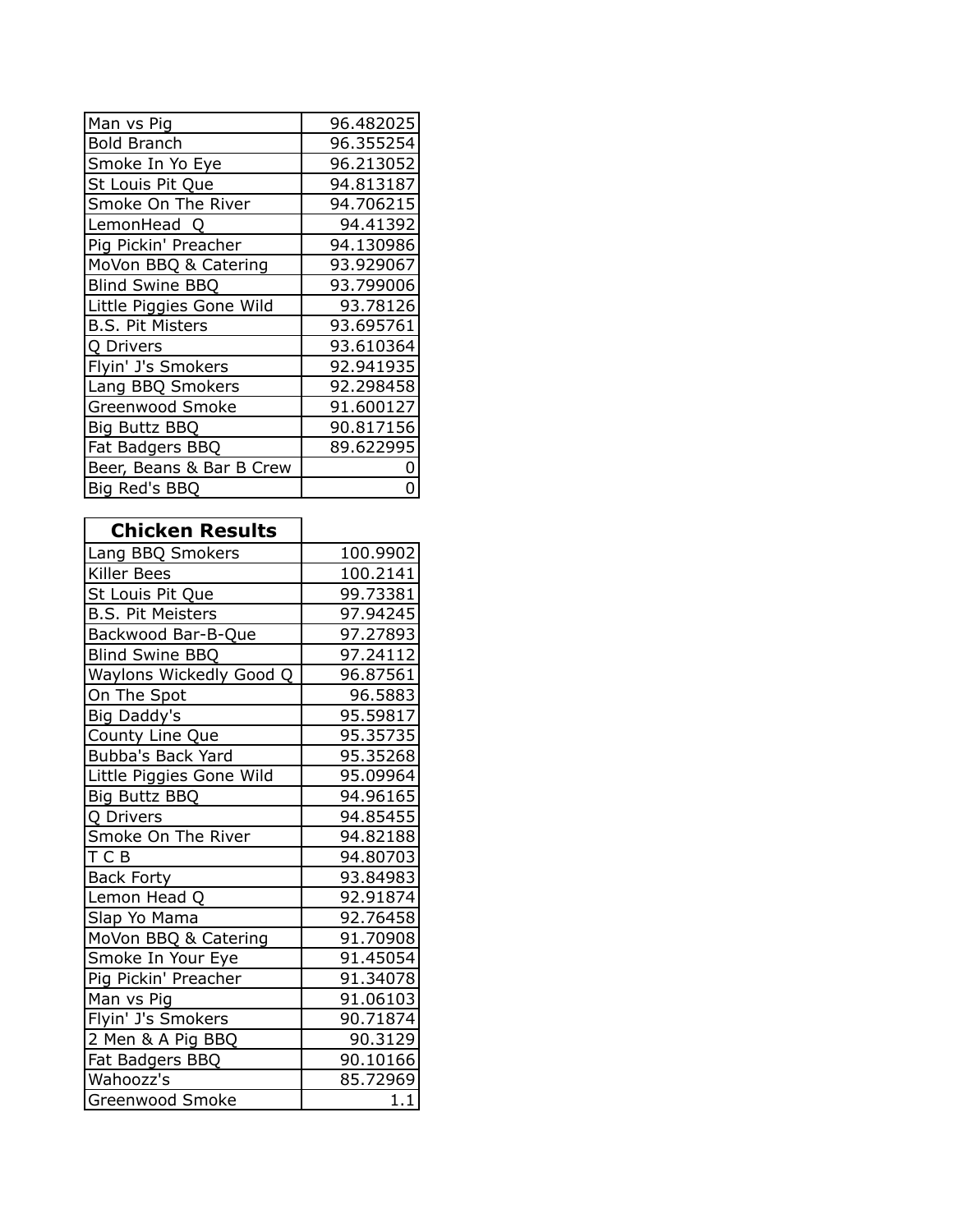| | |
|---|---|
| Man vs Pig | 96.482025 |
| Bold Branch | 96.355254 |
| Smoke In Yo Eye | 96.213052 |
| St Louis Pit Que | 94.813187 |
| Smoke On The River | 94.706215 |
| LemonHead Q | 94.41392 |
| Pig Pickin' Preacher | 94.130986 |
| MoVon BBQ & Catering | 93.929067 |
| Blind Swine BBQ | 93.799006 |
| Little Piggies Gone Wild | 93.78126 |
| B.S. Pit Misters | 93.695761 |
| Q Drivers | 93.610364 |
| Flyin' J's Smokers | 92.941935 |
| Lang BBQ Smokers | 92.298458 |
| Greenwood Smoke | 91.600127 |
| Big Buttz BBQ | 90.817156 |
| Fat Badgers BBQ | 89.622995 |
| Beer, Beans & Bar B Crew | 0 |
| Big Red's BBQ | 0 |

| **Chicken Results** | |
|---|---|
| Lang BBQ Smokers | 100.9902 |
| Killer Bees | 100.2141 |
| St Louis Pit Que | 99.73381 |
| B.S. Pit Meisters | 97.94245 |
| Backwood Bar-B-Que | 97.27893 |
| Blind Swine BBQ | 97.24112 |
| Waylons Wickedly Good Q | 96.87561 |
| On The Spot | 96.5883 |
| Big Daddy's | 95.59817 |
| County Line Que | 95.35735 |
| Bubba's Back Yard | 95.35268 |
| Little Piggies Gone Wild | 95.09964 |
| Big Buttz BBQ | 94.96165 |
| Q Drivers | 94.85455 |
| Smoke On The River | 94.82188 |
| T C B | 94.80703 |
| Back Forty | 93.84983 |
| Lemon Head Q | 92.91874 |
| Slap Yo Mama | 92.76458 |
| MoVon BBQ & Catering | 91.70908 |
| Smoke In Your Eye | 91.45054 |
| Pig Pickin' Preacher | 91.34078 |
| Man vs Pig | 91.06103 |
| Flyin' J's Smokers | 90.71874 |
| 2 Men & A Pig BBQ | 90.3129 |
| Fat Badgers BBQ | 90.10166 |
| Wahoozz's | 85.72969 |
| Greenwood Smoke | 1.1 |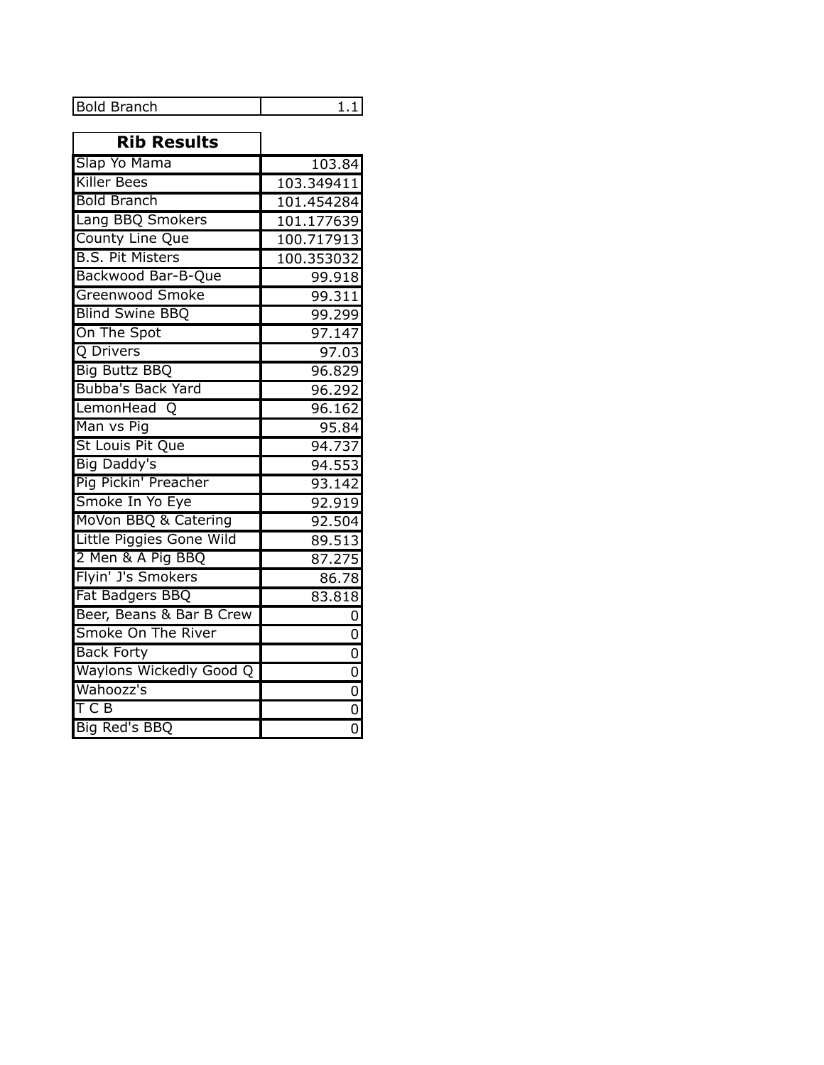| Bold Branch | 1.1 |
| --- | --- |

| Rib Results | |
| --- | --- |
| Slap Yo Mama | 103.84 |
| Killer Bees | 103.349411 |
| Bold Branch | 101.454284 |
| Lang BBQ Smokers | 101.177639 |
| County Line Que | 100.717913 |
| B.S. Pit Misters | 100.353032 |
| Backwood Bar-B-Que | 99.918 |
| Greenwood Smoke | 99.311 |
| Blind Swine BBQ | 99.299 |
| On The Spot | 97.147 |
| Q Drivers | 97.03 |
| Big Buttz BBQ | 96.829 |
| Bubba's Back Yard | 96.292 |
| LemonHead Q | 96.162 |
| Man vs Pig | 95.84 |
| St Louis Pit Que | 94.737 |
| Big Daddy's | 94.553 |
| Pig Pickin' Preacher | 93.142 |
| Smoke In Yo Eye | 92.919 |
| MoVon BBQ & Catering | 92.504 |
| Little Piggies Gone Wild | 89.513 |
| 2 Men & A Pig BBQ | 87.275 |
| Flyin' J's Smokers | 86.78 |
| Fat Badgers BBQ | 83.818 |
| Beer, Beans & Bar B Crew | 0 |
| Smoke On The River | 0 |
| Back Forty | 0 |
| Waylons Wickedly Good Q | 0 |
| Wahoozz's | 0 |
| T C B | 0 |
| Big Red's BBQ | 0 |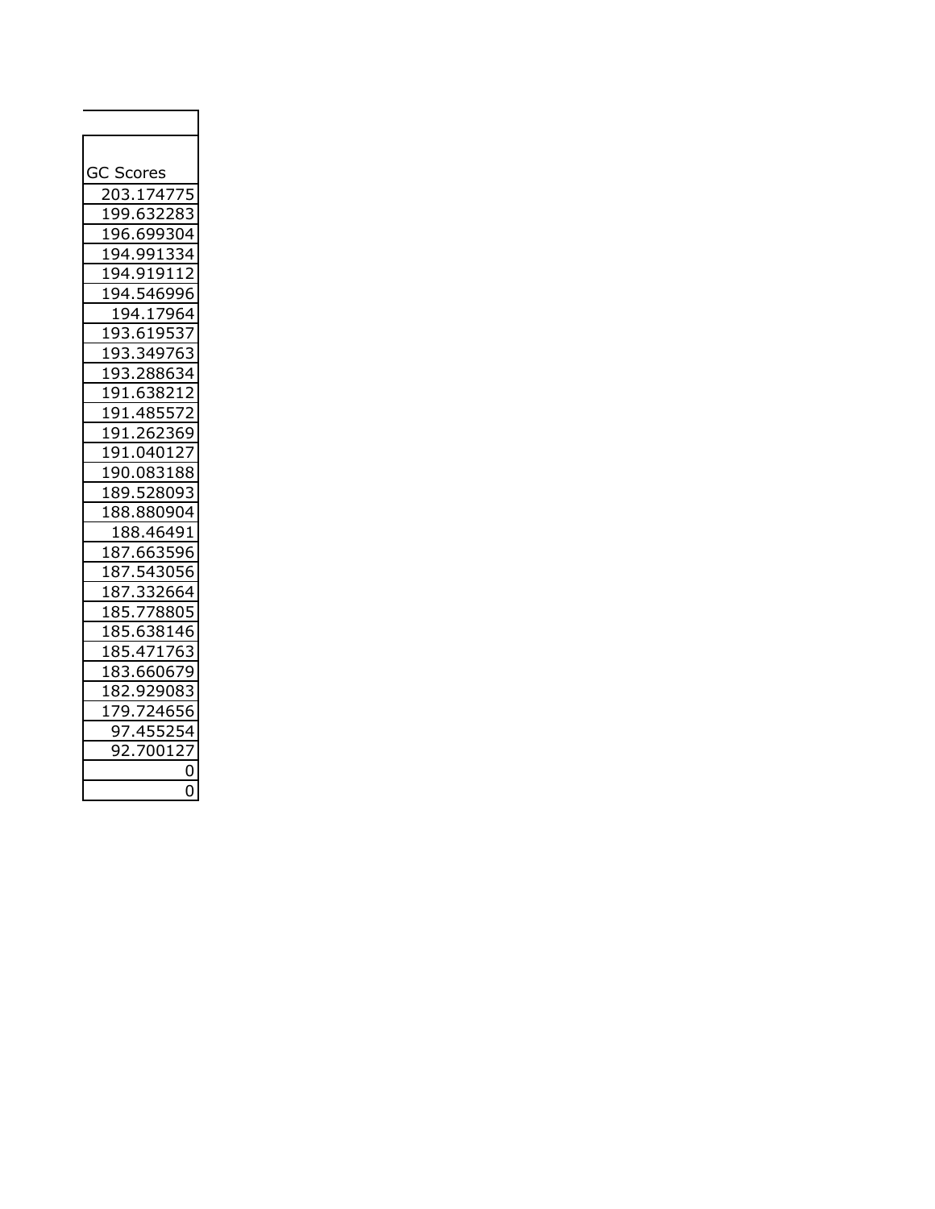| GC Scores |
| ---: |
| 203.174775 |
| 199.632283 |
| 196.699304 |
| 194.991334 |
| 194.919112 |
| 194.546996 |
| 194.17964 |
| 193.619537 |
| 193.349763 |
| 193.288634 |
| 191.638212 |
| 191.485572 |
| 191.262369 |
| 191.040127 |
| 190.083188 |
| 189.528093 |
| 188.880904 |
| 188.46491 |
| 187.663596 |
| 187.543056 |
| 187.332664 |
| 185.778805 |
| 185.638146 |
| 185.471763 |
| 183.660679 |
| 182.929083 |
| 179.724656 |
| 97.455254 |
| 92.700127 |
| 0 |
| 0 |